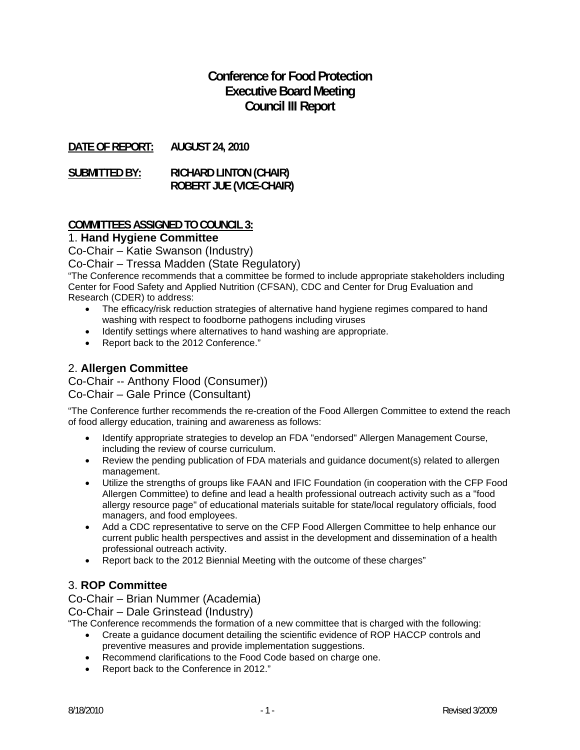# Conference for Food Protection
## Executive Board Meeting
## Council III Report

**DATE OF REPORT:** **AUGUST 24, 2010**

**SUBMITTED BY:** **RICHARD LINTON (CHAIR)**
**ROBERT JUE (VICE-CHAIR)**

**COMMITTEES ASSIGNED TO COUNCIL 3:**

### 1. Hand Hygiene Committee

Co-Chair – Katie Swanson (Industry)

Co-Chair – Tressa Madden (State Regulatory)

"The Conference recommends that a committee be formed to include appropriate stakeholders including Center for Food Safety and Applied Nutrition (CFSAN), CDC and Center for Drug Evaluation and Research (CDER) to address:

- The efficacy/risk reduction strategies of alternative hand hygiene regimes compared to hand washing with respect to foodborne pathogens including viruses
- Identify settings where alternatives to hand washing are appropriate.
- Report back to the 2012 Conference."

### 2. Allergen Committee

Co-Chair -- Anthony Flood (Consumer))

Co-Chair – Gale Prince (Consultant)

"The Conference further recommends the re-creation of the Food Allergen Committee to extend the reach of food allergy education, training and awareness as follows:

- Identify appropriate strategies to develop an FDA "endorsed" Allergen Management Course, including the review of course curriculum.
- Review the pending publication of FDA materials and guidance document(s) related to allergen management.
- Utilize the strengths of groups like FAAN and IFIC Foundation (in cooperation with the CFP Food Allergen Committee) to define and lead a health professional outreach activity such as a "food allergy resource page" of educational materials suitable for state/local regulatory officials, food managers, and food employees.
- Add a CDC representative to serve on the CFP Food Allergen Committee to help enhance our current public health perspectives and assist in the development and dissemination of a health professional outreach activity.
- Report back to the 2012 Biennial Meeting with the outcome of these charges"

### 3. ROP Committee

Co-Chair – Brian Nummer (Academia)

Co-Chair – Dale Grinstead (Industry)

"The Conference recommends the formation of a new committee that is charged with the following:

- Create a guidance document detailing the scientific evidence of ROP HACCP controls and preventive measures and provide implementation suggestions.
- Recommend clarifications to the Food Code based on charge one.
- Report back to the Conference in 2012."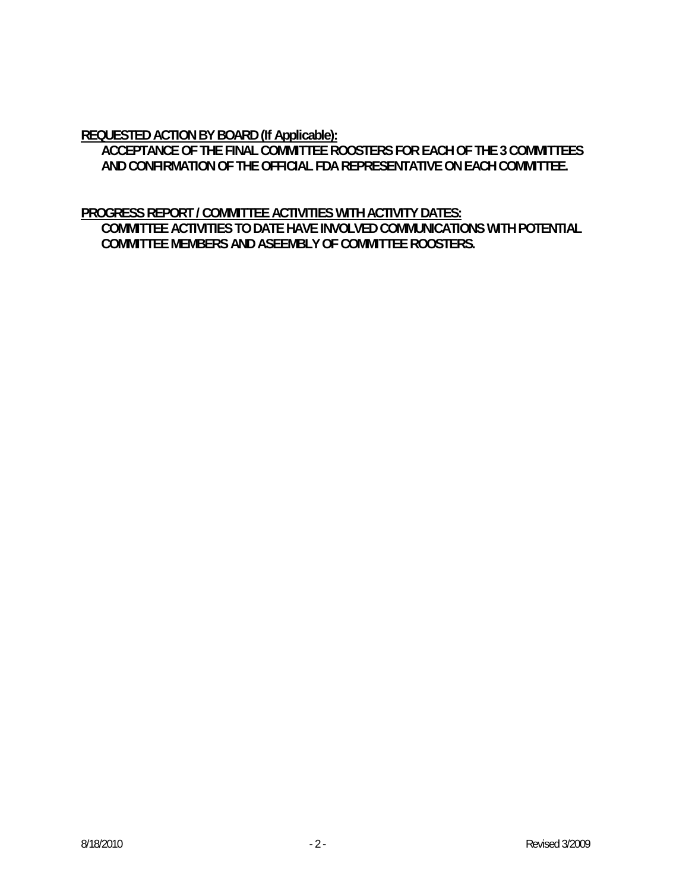**REQUESTED ACTION BY BOARD (If Applicable):**

ACCEPTANCE OF THE FINAL COMMITTEE ROOSTERS FOR EACH OF THE 3 COMMITTEES AND CONFIRMATION OF THE OFFICIAL FDA REPRESENTATIVE ON EACH COMMITTEE.

**PROGRESS REPORT / COMMITTEE ACTIVITIES WITH ACTIVITY DATES:**

COMMITTEE ACTIVITIES TO DATE HAVE INVOLVED COMMUNICATIONS WITH POTENTIAL COMMITTEE MEMBERS AND ASEEMBLY OF COMMITTEE ROOSTERS.